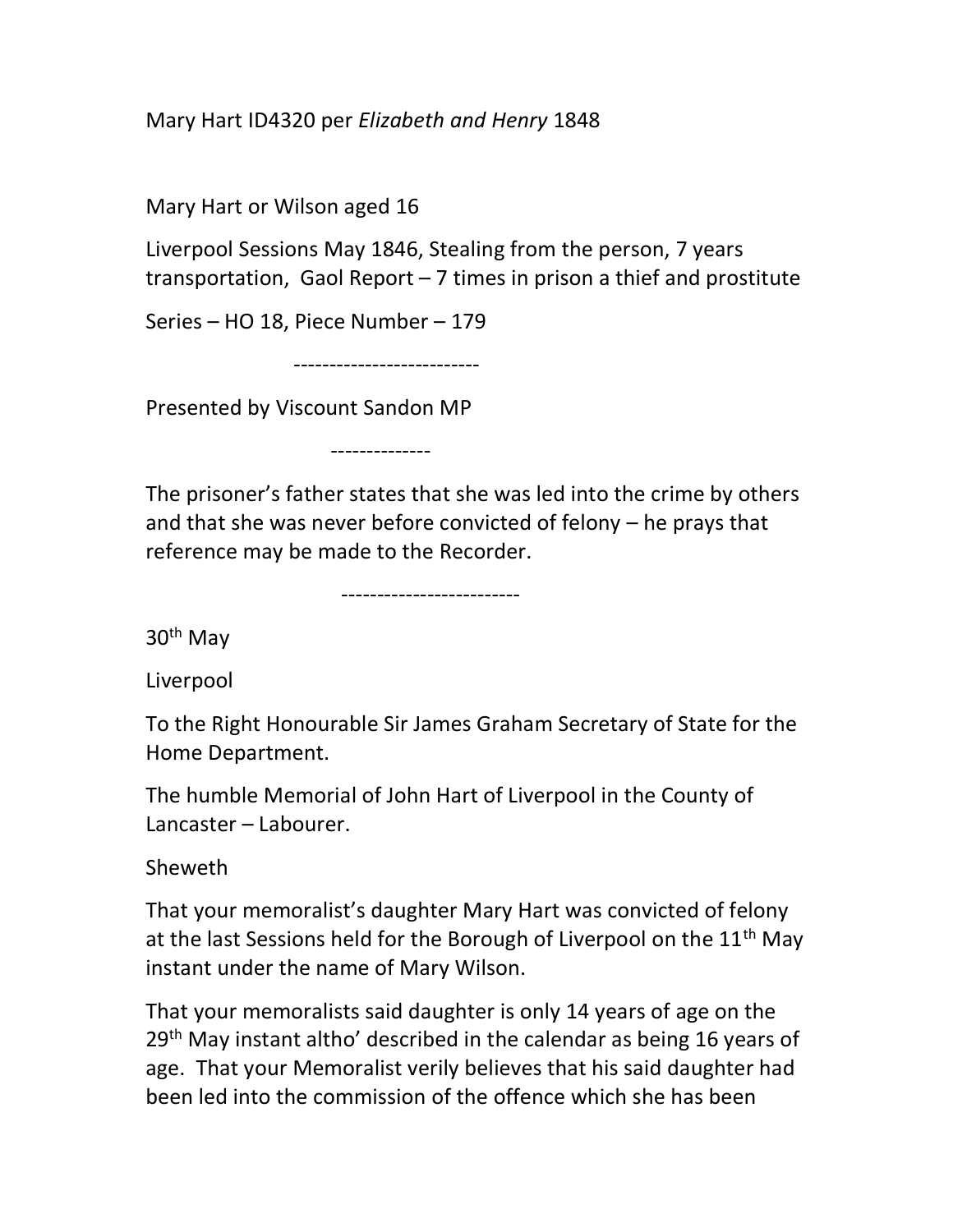Mary Hart ID4320 per *Elizabeth and Henry* 1848

Mary Hart or Wilson aged 16

Liverpool Sessions May 1846, Stealing from the person, 7 years transportation, Gaol Report – 7 times in prison a thief and prostitute

Series – HO 18, Piece Number – 179

--------------------------

Presented by Viscount Sandon MP

--------------

The prisoner's father states that she was led into the crime by others and that she was never before convicted of felony – he prays that reference may be made to the Recorder.

-------------------------

30th May

Liverpool

To the Right Honourable Sir James Graham Secretary of State for the Home Department.

The humble Memorial of John Hart of Liverpool in the County of Lancaster – Labourer.

Sheweth

That your memorialist's daughter Mary Hart was convicted of felony at the last Sessions held for the Borough of Liverpool on the 11th May instant under the name of Mary Wilson.

That your memorialists said daughter is only 14 years of age on the 29th May instant altho' described in the calendar as being 16 years of age. That your Memorialist verily believes that his said daughter had been led into the commission of the offence which she has been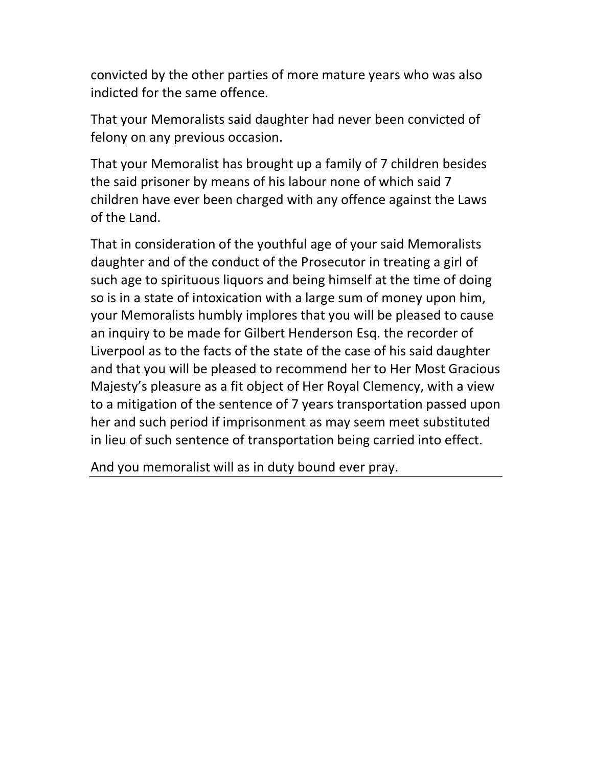convicted by the other parties of more mature years who was also indicted for the same offence.

That your Memoralists said daughter had never been convicted of felony on any previous occasion.

That your Memoralist has brought up a family of 7 children besides the said prisoner by means of his labour none of which said 7 children have ever been charged with any offence against the Laws of the Land.

That in consideration of the youthful age of your said Memoralists daughter and of the conduct of the Prosecutor in treating a girl of such age to spirituous liquors and being himself at the time of doing so is in a state of intoxication with a large sum of money upon him, your Memoralists humbly implores that you will be pleased to cause an inquiry to be made for Gilbert Henderson Esq. the recorder of Liverpool as to the facts of the state of the case of his said daughter and that you will be pleased to recommend her to Her Most Gracious Majesty's pleasure as a fit object of Her Royal Clemency, with a view to a mitigation of the sentence of 7 years transportation passed upon her and such period if imprisonment as may seem meet substituted in lieu of such sentence of transportation being carried into effect.

And you memoralist will as in duty bound ever pray.